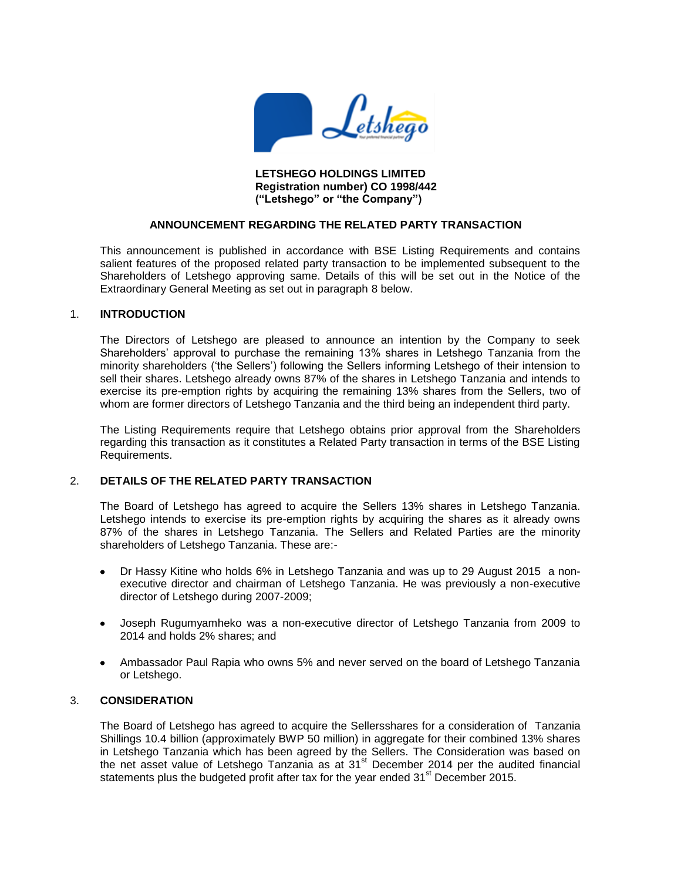**LETSHEGO HOLDINGS LIMITED**
**Registration number) CO 1998/442**
**("Letshego" or "the Company")**

## ANNOUNCEMENT REGARDING THE RELATED PARTY TRANSACTION

This announcement is published in accordance with BSE Listing Requirements and contains salient features of the proposed related party transaction to be implemented subsequent to the Shareholders of Letshego approving same. Details of this will be set out in the Notice of the Extraordinary General Meeting as set out in paragraph 8 below.

### 1. INTRODUCTION

The Directors of Letshego are pleased to announce an intention by the Company to seek Shareholders' approval to purchase the remaining 13% shares in Letshego Tanzania from the minority shareholders ('the Sellers') following the Sellers informing Letshego of their intension to sell their shares. Letshego already owns 87% of the shares in Letshego Tanzania and intends to exercise its pre-emption rights by acquiring the remaining 13% shares from the Sellers, two of whom are former directors of Letshego Tanzania and the third being an independent third party.

The Listing Requirements require that Letshego obtains prior approval from the Shareholders regarding this transaction as it constitutes a Related Party transaction in terms of the BSE Listing Requirements.

### 2. DETAILS OF THE RELATED PARTY TRANSACTION

The Board of Letshego has agreed to acquire the Sellers 13% shares in Letshego Tanzania. Letshego intends to exercise its pre-emption rights by acquiring the shares as it already owns 87% of the shares in Letshego Tanzania. The Sellers and Related Parties are the minority shareholders of Letshego Tanzania. These are:-

- Dr Hassy Kitine who holds 6% in Letshego Tanzania and was up to 29 August 2015 a non-executive director and chairman of Letshego Tanzania. He was previously a non-executive director of Letshego during 2007-2009;
- Joseph Rugumyamheko was a non-executive director of Letshego Tanzania from 2009 to 2014 and holds 2% shares; and
- Ambassador Paul Rapia who owns 5% and never served on the board of Letshego Tanzania or Letshego.

### 3. CONSIDERATION

The Board of Letshego has agreed to acquire the Sellersshares for a consideration of Tanzania Shillings 10.4 billion (approximately BWP 50 million) in aggregate for their combined 13% shares in Letshego Tanzania which has been agreed by the Sellers. The Consideration was based on the net asset value of Letshego Tanzania as at 31st December 2014 per the audited financial statements plus the budgeted profit after tax for the year ended 31st December 2015.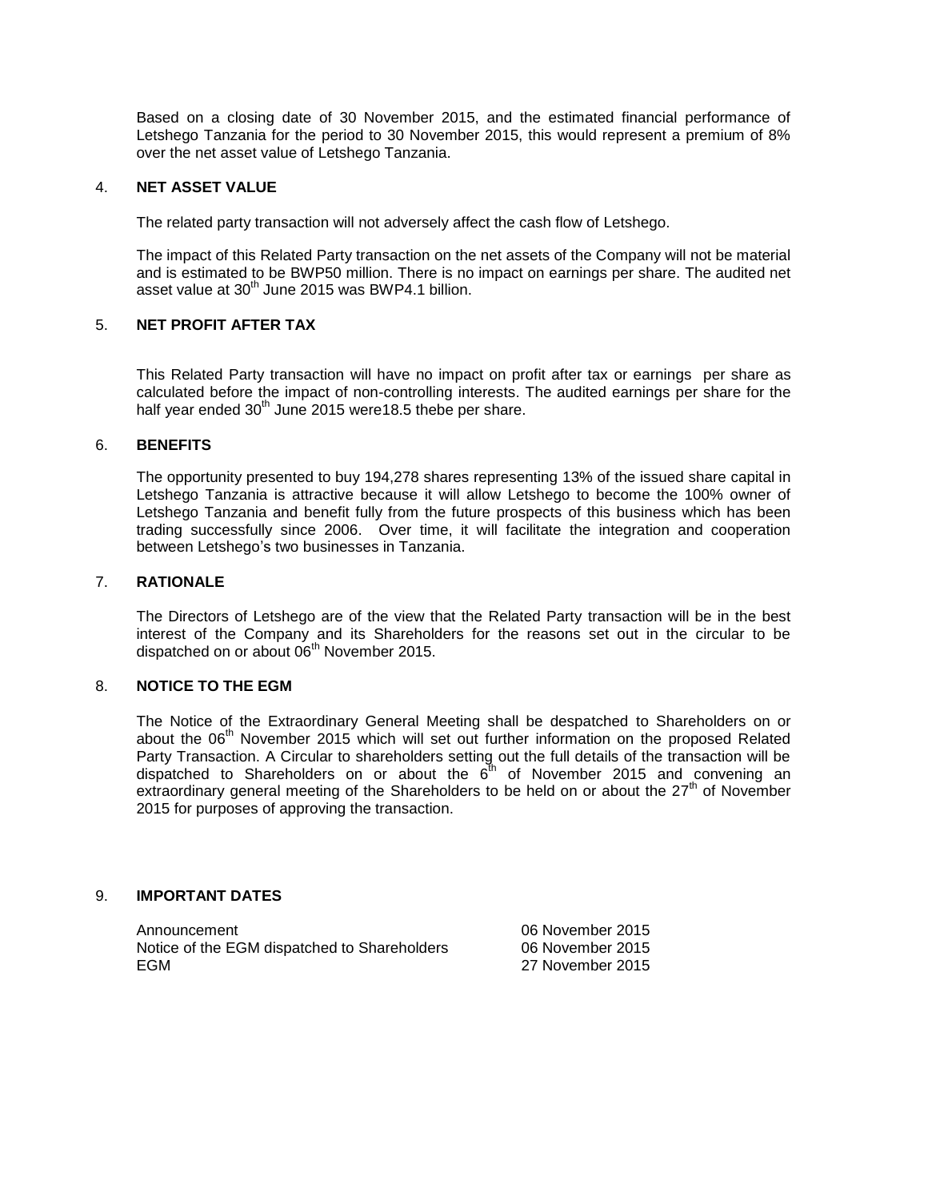Based on a closing date of 30 November 2015, and the estimated financial performance of Letshego Tanzania for the period to 30 November 2015, this would represent a premium of 8% over the net asset value of Letshego Tanzania.

## 4. NET ASSET VALUE

The related party transaction will not adversely affect the cash flow of Letshego.

The impact of this Related Party transaction on the net assets of the Company will not be material and is estimated to be BWP50 million. There is no impact on earnings per share. The audited net asset value at 30th June 2015 was BWP4.1 billion.

## 5. NET PROFIT AFTER TAX

This Related Party transaction will have no impact on profit after tax or earnings per share as calculated before the impact of non-controlling interests. The audited earnings per share for the half year ended 30th June 2015 were18.5 thebe per share.

## 6. BENEFITS

The opportunity presented to buy 194,278 shares representing 13% of the issued share capital in Letshego Tanzania is attractive because it will allow Letshego to become the 100% owner of Letshego Tanzania and benefit fully from the future prospects of this business which has been trading successfully since 2006. Over time, it will facilitate the integration and cooperation between Letshego's two businesses in Tanzania.

## 7. RATIONALE

The Directors of Letshego are of the view that the Related Party transaction will be in the best interest of the Company and its Shareholders for the reasons set out in the circular to be dispatched on or about 06th November 2015.

## 8. NOTICE TO THE EGM

The Notice of the Extraordinary General Meeting shall be despatched to Shareholders on or about the 06th November 2015 which will set out further information on the proposed Related Party Transaction. A Circular to shareholders setting out the full details of the transaction will be dispatched to Shareholders on or about the 6th of November 2015 and convening an extraordinary general meeting of the Shareholders to be held on or about the 27th of November 2015 for purposes of approving the transaction.

## 9. IMPORTANT DATES

| | |
|---|---|
| Announcement | 06 November 2015 |
| Notice of the EGM dispatched to Shareholders | 06 November 2015 |
| EGM | 27 November 2015 |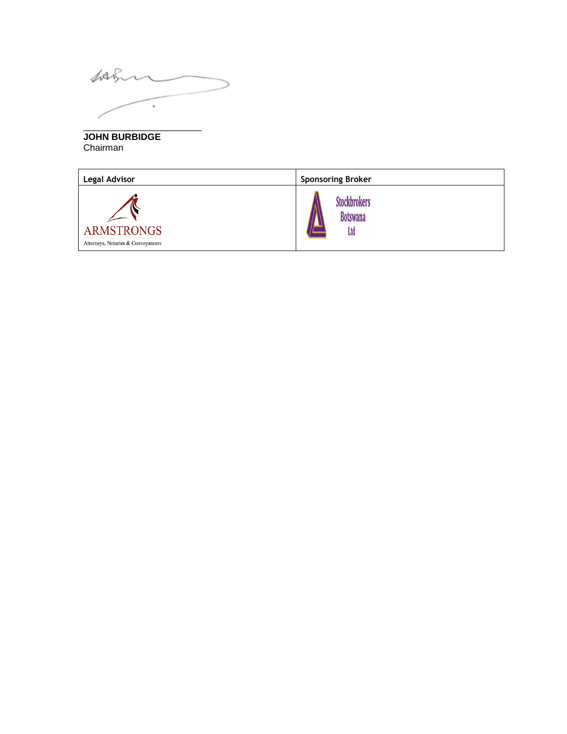\_\_\_\_\_\_\_\_\_\_\_\_\_\_\_\_\_\_\_\_\_\_\_\_\_

**JOHN BURBIDGE**
Chairman

| Legal Advisor | Sponsoring Broker |
|---|---|
| ARMSTRONGS<br>Attorneys, Notaries & Conveyancers | Stockbrokers<br>Botswana<br>Ltd |